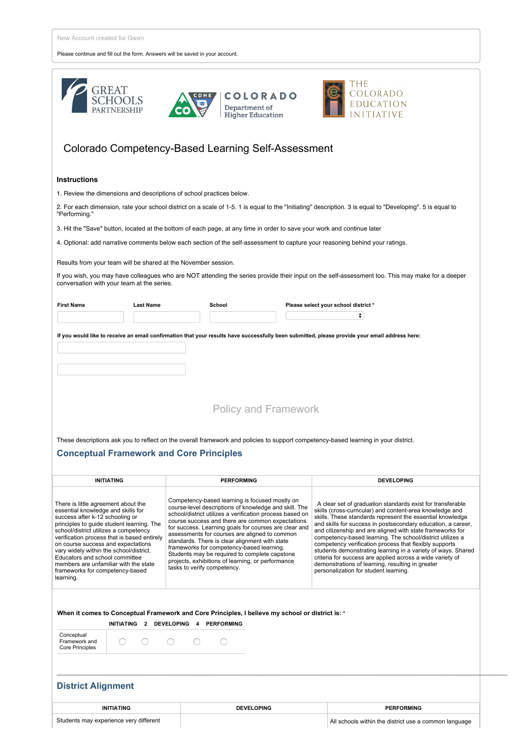New Account created for Gwen

Please continue and fill out the form. Answers will be saved in your account.

GREAT SCHOOLS PARTNERSHIP

CDHE COLORADO Department of Higher Education

THE COLORADO EDUCATION INITIATIVE

# Colorado Competency-Based Learning Self-Assessment

### Instructions

1. Review the dimensions and descriptions of school practices below.

2. For each dimension, rate your school district on a scale of 1-5. 1 is equal to the "Initiating" description. 3 is equal to "Developing". 5 is equal to "Performing."

3. Hit the "Save" button, located at the bottom of each page, at any time in order to save your work and continue later

4. Optional: add narrative comments below each section of the self-assessment to capture your reasoning behind your ratings.

Results from your team will be shared at the November session.

If you wish, you may have colleagues who are NOT attending the series provide their input on the self-assessment too. This may make for a deeper conversation with your team at the series.

| First Name | Last Name | School | Please select your school district * |
|---|---|---|---|
| | | | |

**If you would like to receive an email confirmation that your results have successfully been submitted, please provide your email address here:**

## Policy and Framework

These descriptions ask you to reflect on the overall framework and policies to support competency-based learning in your district.

### Conceptual Framework and Core Principles

| INITIATING | PERFORMING | DEVELOPING |
|---|---|---|
| There is little agreement about the essential knowledge and skills for success after k-12 schooling or principles to guide student learning. The school/district utilizes a competency verification process that is based entirely on course success and expectations vary widely within the school/district. Educators and school committee members are unfamiliar with the state frameworks for competency-based learning. | Competency-based learning is focused mostly on course-level descriptions of knowledge and skill. The school/district utilizes a verification process based on course success and there are common expectations for success. Learning goals for courses are clear and assessments for courses are aligned to common standards. There is clear alignment with state frameworks for competency-based learning. Students may be required to complete capstone projects, exhibitions of learning, or performance tasks to verify competency. | A clear set of graduation standards exist for transferable skills (cross-curricular) and content-area knowledge and skills. These standards represent the essential knowledge and skills for success in postsecondary education, a career, and citizenship and are aligned with state frameworks for competency-based learning. The school/district utilizes a competency verification process that flexibly supports students demonstrating learning in a variety of ways. Shared criteria for success are applied across a wide variety of demonstrations of learning, resulting in greater personalization for student learning. |

**When it comes to Conceptual Framework and Core Principles, I believe my school or district is:** *

| | INITIATING | 2 | DEVELOPING | 4 | PERFORMING |
|---|---|---|---|---|---|
| Conceptual Framework and Core Principles | ○ | ○ | ○ | ○ | ○ |

### District Alignment

| INITIATING | DEVELOPING | PERFORMING |
|---|---|---|
| Students may experience very different | | All schools within the district use a common language |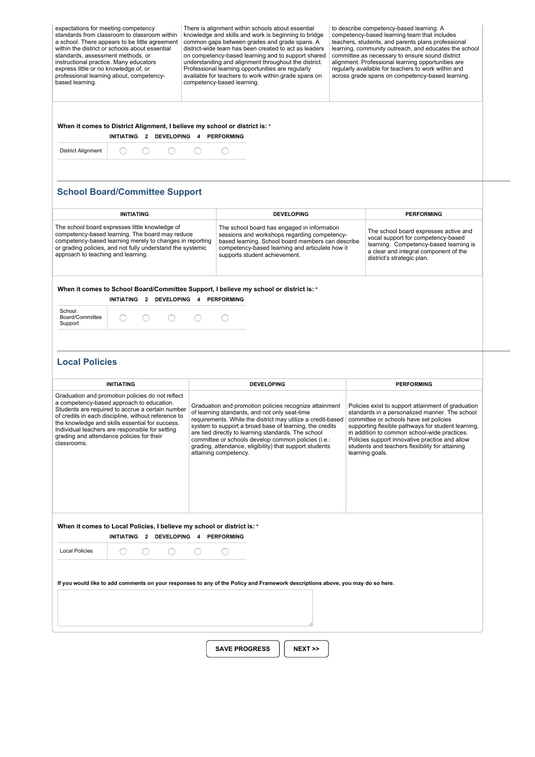| | | |
|---|---|---|
| expectations for meeting competency standards from classroom to classroom within a school. There appears to be little agreement within the district or schools about essential standards, assessment methods, or instructional practice. Many educators express little or no knowledge of, or professional learning about, competency-based learning. | There is alignment within schools about essential knowledge and skills and work is beginning to bridge common gaps between grades and grade spans. A district-wide team has been created to act as leaders on competency-based learning and to support shared understanding and alignment throughout the district. Professional learning opportunities are regularly available for teachers to work within grade spans on competency-based learning. | to describe competency-based learning. A competency-based learning team that includes teachers, students, and parents plans professional learning, community outreach, and educates the school committee as necessary to ensure sound district alignment. Professional learning opportunities are regularly available for teachers to work within and across grade spans on competency-based learning. |

**When it comes to District Alignment, I believe my school or district is:** *

| | INITIATING | 2 | DEVELOPING | 4 | PERFORMING |
|---|---|---|---|---|---|
| District Alignment | ○ | ○ | ○ | ○ | ○ |

## School Board/Committee Support

| INITIATING | DEVELOPING | PERFORMING |
|---|---|---|
| The school board expresses little knowledge of competency-based learning. The board may reduce competency-based learning merely to changes in reporting or grading policies, and not fully understand the systemic approach to teaching and learning. | The school board has engaged in information sessions and workshops regarding competency-based learning. School board members can describe competency-based learning and articulate how it supports student achievement. | The school board expresses active and vocal support for competency-based learning. Competency-based learning is a clear and integral component of the district's strategic plan. |

**When it comes to School Board/Committee Support, I believe my school or district is:** *

| | INITIATING | 2 | DEVELOPING | 4 | PERFORMING |
|---|---|---|---|---|---|
| School Board/Committee Support | ○ | ○ | ○ | ○ | ○ |

## Local Policies

| INITIATING | DEVELOPING | PERFORMING |
|---|---|---|
| Graduation and promotion policies do not reflect a competency-based approach to education. Students are required to accrue a certain number of credits in each discipline, without reference to the knowledge and skills essential for success. Individual teachers are responsible for setting grading and attendance policies for their classrooms. | Graduation and promotion policies recognize attainment of learning standards, and not only seat-time requirements. While the district may utilize a credit-based system to support a broad base of learning, the credits are tied directly to learning standards. The school committee or schools develop common policies (i.e.: grading, attendance, eligibility) that support students attaining competency. | Policies exist to support attainment of graduation standards in a personalized manner. The school committee or schools have set policies supporting flexible pathways for student learning, in addition to common school-wide practices. Policies support innovative practice and allow students and teachers flexibility for attaining learning goals. |

**When it comes to Local Policies, I believe my school or district is:** *

| | INITIATING | 2 | DEVELOPING | 4 | PERFORMING |
|---|---|---|---|---|---|
| Local Policies | ○ | ○ | ○ | ○ | ○ |

**If you would like to add comments on your responses to any of the Policy and Framework descriptions above, you may do so here.**

SAVE PROGRESS | NEXT >>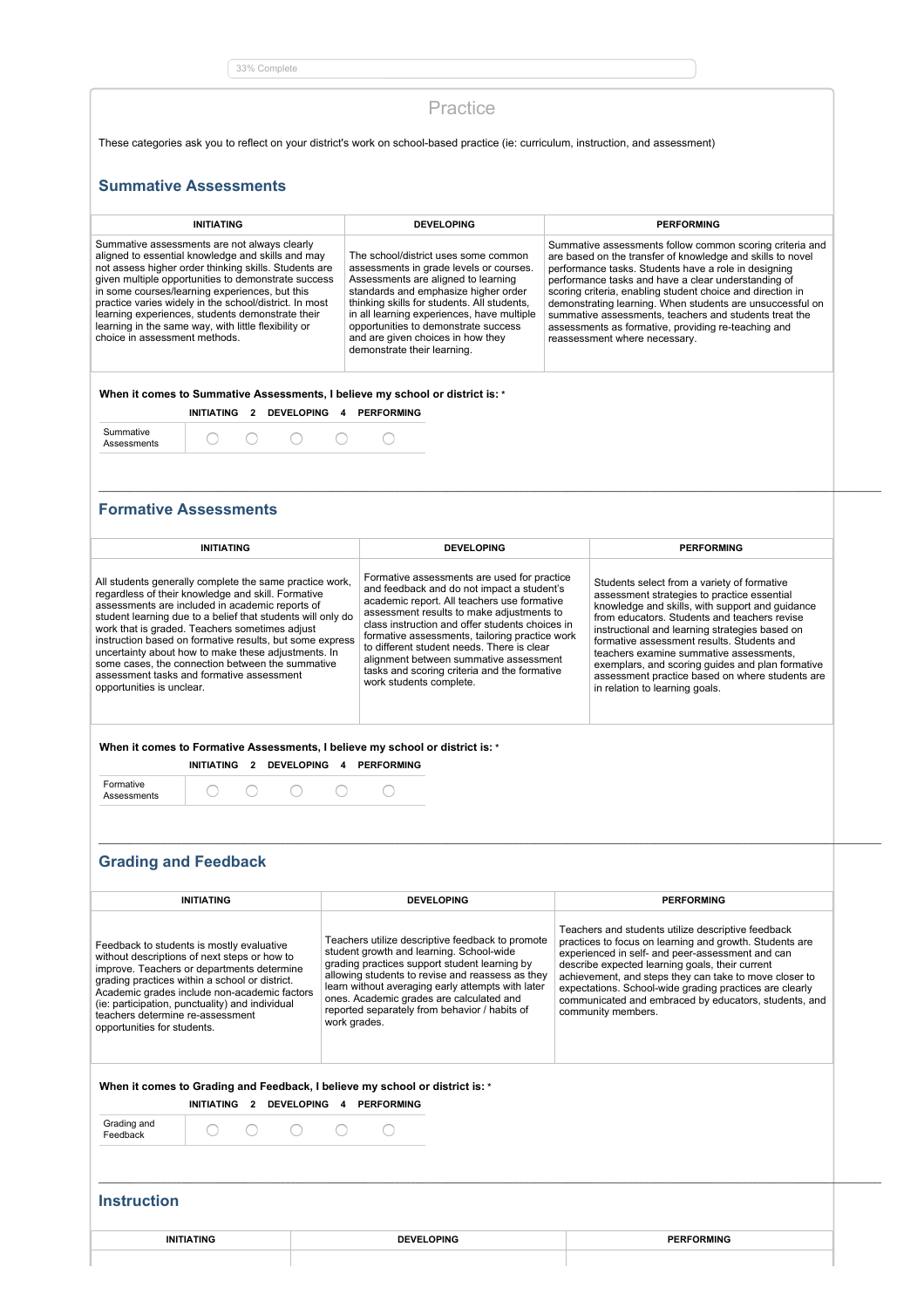33% Complete

# Practice

These categories ask you to reflect on your district's work on school-based practice (ie: curriculum, instruction, and assessment)

## Summative Assessments

| INITIATING | DEVELOPING | PERFORMING |
|---|---|---|
| Summative assessments are not always clearly aligned to essential knowledge and skills and may not assess higher order thinking skills. Students are given multiple opportunities to demonstrate success in some courses/learning experiences, but this practice varies widely in the school/district. In most learning experiences, students demonstrate their learning in the same way, with little flexibility or choice in assessment methods. | The school/district uses some common assessments in grade levels or courses. Assessments are aligned to learning standards and emphasize higher order thinking skills for students. All students, in all learning experiences, have multiple opportunities to demonstrate success and are given choices in how they demonstrate their learning. | Summative assessments follow common scoring criteria and are based on the transfer of knowledge and skills to novel performance tasks. Students have a role in designing performance tasks and have a clear understanding of scoring criteria, enabling student choice and direction in demonstrating learning. When students are unsuccessful on summative assessments, teachers and students treat the assessments as formative, providing re-teaching and reassessment where necessary. |

**When it comes to Summative Assessments, I believe my school or district is:** *

| | INITIATING | 2 | DEVELOPING | 4 | PERFORMING |
|---|---|---|---|---|---|
| Summative Assessments | ○ | ○ | ○ | ○ | ○ |

---

## Formative Assessments

| INITIATING | DEVELOPING | PERFORMING |
|---|---|---|
| All students generally complete the same practice work, regardless of their knowledge and skill. Formative assessments are included in academic reports of student learning due to a belief that students will only do work that is graded. Teachers sometimes adjust instruction based on formative results, but some express uncertainty about how to make these adjustments. In some cases, the connection between the summative assessment tasks and formative assessment opportunities is unclear. | Formative assessments are used for practice and feedback and do not impact a student's academic report. All teachers use formative assessment results to make adjustments to class instruction and offer students choices in formative assessments, tailoring practice work to different student needs. There is clear alignment between summative assessment tasks and scoring criteria and the formative work students complete. | Students select from a variety of formative assessment strategies to practice essential knowledge and skills, with support and guidance from educators. Students and teachers revise instructional and learning strategies based on formative assessment results. Students and teachers examine summative assessments, exemplars, and scoring guides and plan formative assessment practice based on where students are in relation to learning goals. |

**When it comes to Formative Assessments, I believe my school or district is:** *

| | INITIATING | 2 | DEVELOPING | 4 | PERFORMING |
|---|---|---|---|---|---|
| Formative Assessments | ○ | ○ | ○ | ○ | ○ |

---

## Grading and Feedback

| INITIATING | DEVELOPING | PERFORMING |
|---|---|---|
| Feedback to students is mostly evaluative without descriptions of next steps or how to improve. Teachers or departments determine grading practices within a school or district. Academic grades include non-academic factors (ie: participation, punctuality) and individual teachers determine re-assessment opportunities for students. | Teachers utilize descriptive feedback to promote student growth and learning. School-wide grading practices support student learning by allowing students to revise and reassess as they learn without averaging early attempts with later ones. Academic grades are calculated and reported separately from behavior / habits of work grades. | Teachers and students utilize descriptive feedback practices to focus on learning and growth. Students are experienced in self- and peer-assessment and can describe expected learning goals, their current achievement, and steps they can take to move closer to expectations. School-wide grading practices are clearly communicated and embraced by educators, students, and community members. |

**When it comes to Grading and Feedback, I believe my school or district is:** *

| | INITIATING | 2 | DEVELOPING | 4 | PERFORMING |
|---|---|---|---|---|---|
| Grading and Feedback | ○ | ○ | ○ | ○ | ○ |

---

## Instruction

| INITIATING | DEVELOPING | PERFORMING |
|---|---|---|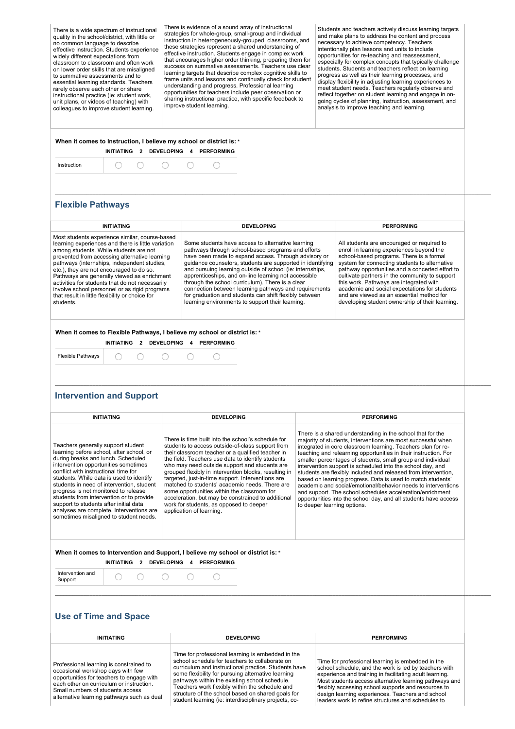| | | |
|---|---|---|
| There is a wide spectrum of instructional quality in the school/district, with little or no common language to describe effective instruction. Students experience widely different expectations from classroom to classroom and often work on lower order skills that are misaligned to summative assessments and to essential learning standards. Teachers rarely observe each other or share instructional practice (ie: student work, unit plans, or videos of teaching) with colleagues to improve student learning. | There is evidence of a sound array of instructional strategies for whole-group, small-group and individual instruction in heterogeneously-grouped classrooms, and these strategies represent a shared understanding of effective instruction. Students engage in complex work that encourages higher order thinking, preparing them for success on summative assessments. Teachers use clear learning targets that describe complex cognitive skills to frame units and lessons and continually check for student understanding and progress. Professional learning opportunities for teachers include peer observation or sharing instructional practice, with specific feedback to improve student learning. | Students and teachers actively discuss learning targets and make plans to address the content and process necessary to achieve competency. Teachers intentionally plan lessons and units to include opportunities for re-teaching and reassessment, especially for complex concepts that typically challenge students. Students and teachers reflect on learning progress as well as their learning processes, and display flexibility in adjusting learning experiences to meet student needs. Teachers regularly observe and reflect together on student learning and engage in on-going cycles of planning, instruction, assessment, and analysis to improve teaching and learning. |

**When it comes to Instruction, I believe my school or district is:** *

| | INITIATING | 2 | DEVELOPING | 4 | PERFORMING |
|---|---|---|---|---|---|
| Instruction | ◯ | ◯ | ◯ | ◯ | ◯ |

## Flexible Pathways

| INITIATING | DEVELOPING | PERFORMING |
|---|---|---|
| Most students experience similar, course-based learning experiences and there is little variation among students. While students are not prevented from accessing alternative learning pathways (internships, independent studies, etc.), they are not encouraged to do so. Pathways are generally viewed as enrichment activities for students that do not necessarily involve school personnel or as rigid programs that result in little flexibility or choice for students. | Some students have access to alternative learning pathways through school-based programs and efforts have been made to expand access. Through advisory or guidance counselors, students are supported in identifying and pursuing learning outside of school (ie: internships, apprenticeships, and on-line learning not accessible through the school curriculum). There is a clear connection between learning pathways and requirements for graduation and students can shift flexibly between learning environments to support their learning. | All students are encouraged or required to enroll in learning experiences beyond the school-based programs. There is a formal system for connecting students to alternative pathway opportunities and a concerted effort to cultivate partners in the community to support this work. Pathways are integrated with academic and social expectations for students and are viewed as an essential method for developing student ownership of their learning. |

**When it comes to Flexible Pathways, I believe my school or district is:** *

| | INITIATING | 2 | DEVELOPING | 4 | PERFORMING |
|---|---|---|---|---|---|
| Flexible Pathways | ◯ | ◯ | ◯ | ◯ | ◯ |

## Intervention and Support

| INITIATING | DEVELOPING | PERFORMING |
|---|---|---|
| Teachers generally support student learning before school, after school, or during breaks and lunch. Scheduled intervention opportunities sometimes conflict with instructional time for students. While data is used to identify students in need of intervention, student progress is not monitored to release students from intervention or to provide support to students after initial data analyses are complete. Interventions are sometimes misaligned to student needs. | There is time built into the school's schedule for students to access outside-of-class support from their classroom teacher or a qualified teacher in the field. Teachers use data to identify students who may need outside support and students are grouped flexibly in intervention blocks, resulting in targeted, just-in-time support. Interventions are matched to students' academic needs. There are some opportunities within the classroom for acceleration, but may be constrained to additional work for students, as opposed to deeper application of learning. | There is a shared understanding in the school that for the majority of students, interventions are most successful when integrated in core classroom learning. Teachers plan for re-teaching and relearning opportunities in their instruction. For smaller percentages of students, small group and individual intervention support is scheduled into the school day, and students are flexibly included and released from intervention, based on learning progress. Data is used to match students' academic and social/emotional/behavior needs to interventions and support. The school schedules acceleration/enrichment opportunities into the school day, and all students have access to deeper learning options. |

**When it comes to Intervention and Support, I believe my school or district is:** *

| | INITIATING | 2 | DEVELOPING | 4 | PERFORMING |
|---|---|---|---|---|---|
| Intervention and Support | ◯ | ◯ | ◯ | ◯ | ◯ |

## Use of Time and Space

| INITIATING | DEVELOPING | PERFORMING |
|---|---|---|
| Professional learning is constrained to occasional workshop days with few opportunities for teachers to engage with each other on curriculum or instruction. Small numbers of students access alternative learning pathways such as dual | Time for professional learning is embedded in the school schedule for teachers to collaborate on curriculum and instructional practice. Students have some flexibility for pursuing alternative learning pathways within the existing school schedule. Teachers work flexibly within the schedule and structure of the school based on shared goals for student learning (ie: interdisciplinary projects, co- | Time for professional learning is embedded in the school schedule, and the work is led by teachers with experience and training in facilitating adult learning. Most students access alternative learning pathways and flexibly accessing school supports and resources to design learning experiences. Teachers and school leaders work to refine structures and schedules to |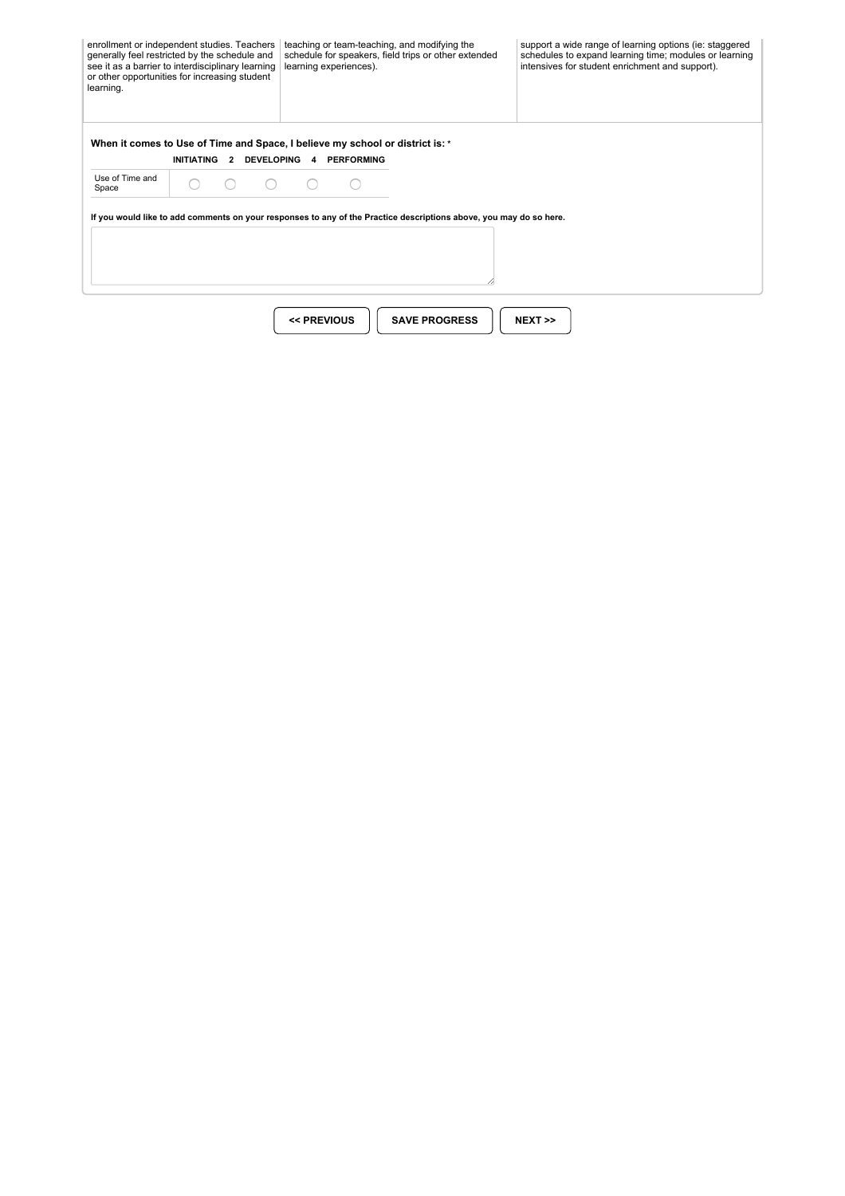| | | |
|---|---|---|
| enrollment or independent studies. Teachers generally feel restricted by the schedule and see it as a barrier to interdisciplinary learning or other opportunities for increasing student learning. | teaching or team-teaching, and modifying the schedule for speakers, field trips or other extended learning experiences). | support a wide range of learning options (ie: staggered schedules to expand learning time; modules or learning intensives for student enrichment and support). |

**When it comes to Use of Time and Space, I believe my school or district is:** *

| | INITIATING | 2 | DEVELOPING | 4 | PERFORMING |
|---|---|---|---|---|---|
| Use of Time and Space | ○ | ○ | ○ | ○ | ○ |

**If you would like to add comments on your responses to any of the Practice descriptions above, you may do so here.**

<< PREVIOUS | SAVE PROGRESS | NEXT >>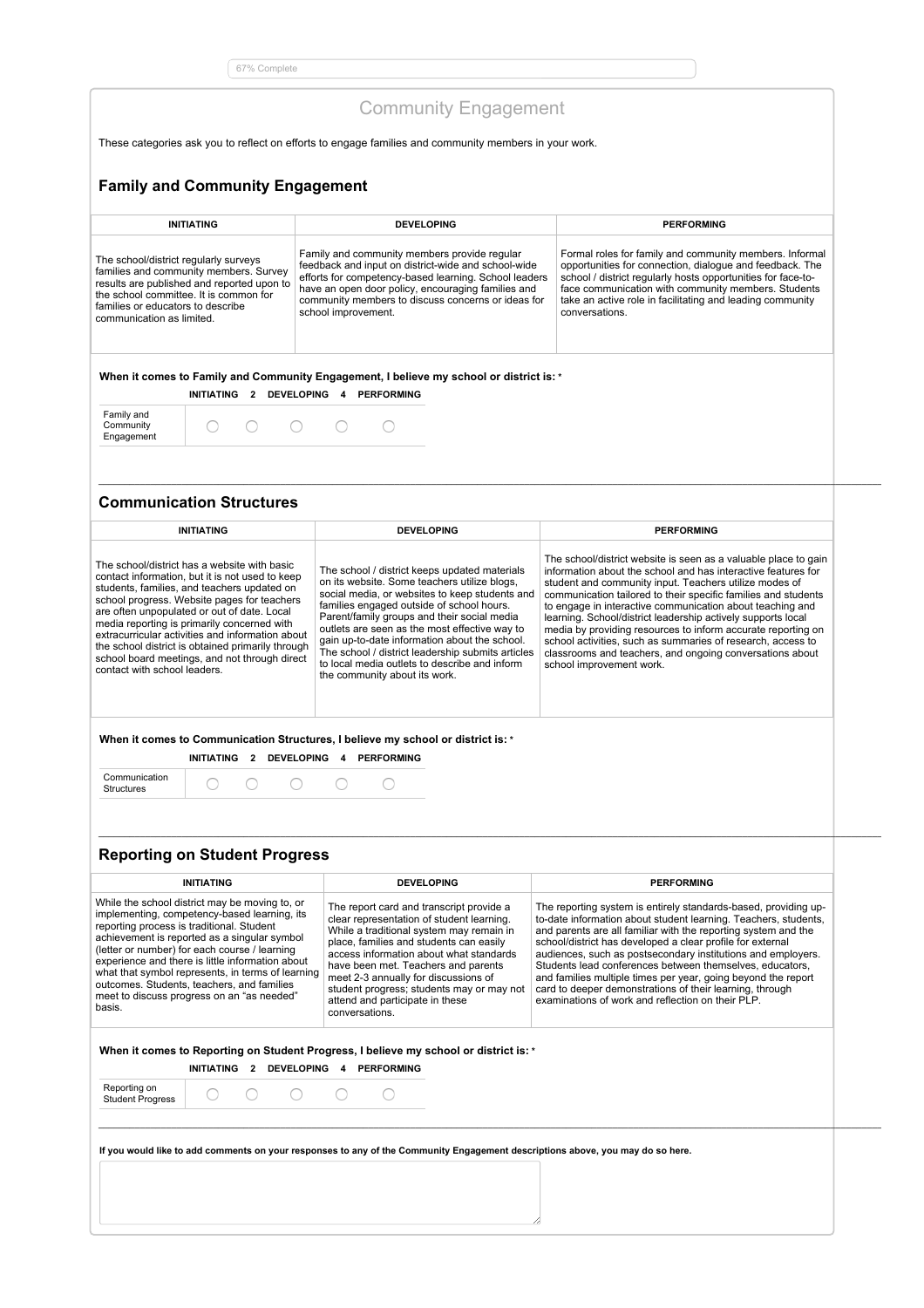67% Complete

# Community Engagement

These categories ask you to reflect on efforts to engage families and community members in your work.

## Family and Community Engagement

| INITIATING | DEVELOPING | PERFORMING |
|---|---|---|
| The school/district regularly surveys families and community members. Survey results are published and reported upon to the school committee. It is common for families or educators to describe communication as limited. | Family and community members provide regular feedback and input on district-wide and school-wide efforts for competency-based learning. School leaders have an open door policy, encouraging families and community members to discuss concerns or ideas for school improvement. | Formal roles for family and community members. Informal opportunities for connection, dialogue and feedback. The school / district regularly hosts opportunities for face-to-face communication with community members. Students take an active role in facilitating and leading community conversations. |

**When it comes to Family and Community Engagement, I believe my school or district is:** *

| | INITIATING | 2 | DEVELOPING | 4 | PERFORMING |
|---|---|---|---|---|---|
| Family and Community Engagement | ◯ | ◯ | ◯ | ◯ | ◯ |

## Communication Structures

| INITIATING | DEVELOPING | PERFORMING |
|---|---|---|
| The school/district has a website with basic contact information, but it is not used to keep students, families, and teachers updated on school progress. Website pages for teachers are often unpopulated or out of date. Local media reporting is primarily concerned with extracurricular activities and information about the school district is obtained primarily through school board meetings, and not through direct contact with school leaders. | The school / district keeps updated materials on its website. Some teachers utilize blogs, social media, or websites to keep students and families engaged outside of school hours. Parent/family groups and their social media outlets are seen as the most effective way to gain up-to-date information about the school. The school / district leadership submits articles to local media outlets to describe and inform the community about its work. | The school/district website is seen as a valuable place to gain information about the school and has interactive features for student and community input. Teachers utilize modes of communication tailored to their specific families and students to engage in interactive communication about teaching and learning. School/district leadership actively supports local media by providing resources to inform accurate reporting on school activities, such as summaries of research, access to classrooms and teachers, and ongoing conversations about school improvement work. |

**When it comes to Communication Structures, I believe my school or district is:** *

| | INITIATING | 2 | DEVELOPING | 4 | PERFORMING |
|---|---|---|---|---|---|
| Communication Structures | ◯ | ◯ | ◯ | ◯ | ◯ |

## Reporting on Student Progress

| INITIATING | DEVELOPING | PERFORMING |
|---|---|---|
| While the school district may be moving to, or implementing, competency-based learning, its reporting process is traditional. Student achievement is reported as a singular symbol (letter or number) for each course / learning experience and there is little information about what that symbol represents, in terms of learning outcomes. Students, teachers, and families meet to discuss progress on an "as needed" basis. | The report card and transcript provide a clear representation of student learning. While a traditional system may remain in place, families and students can easily access information about what standards have been met. Teachers and parents meet 2-3 annually for discussions of student progress; students may or may not attend and participate in these conversations. | The reporting system is entirely standards-based, providing up-to-date information about student learning. Teachers, students, and parents are all familiar with the reporting system and the school/district has developed a clear profile for external audiences, such as postsecondary institutions and employers. Students lead conferences between themselves, educators, and families multiple times per year, going beyond the report card to deeper demonstrations of their learning, through examinations of work and reflection on their PLP. |

**When it comes to Reporting on Student Progress, I believe my school or district is:** *

| | INITIATING | 2 | DEVELOPING | 4 | PERFORMING |
|---|---|---|---|---|---|
| Reporting on Student Progress | ◯ | ◯ | ◯ | ◯ | ◯ |

**If you would like to add comments on your responses to any of the Community Engagement descriptions above, you may do so here.**